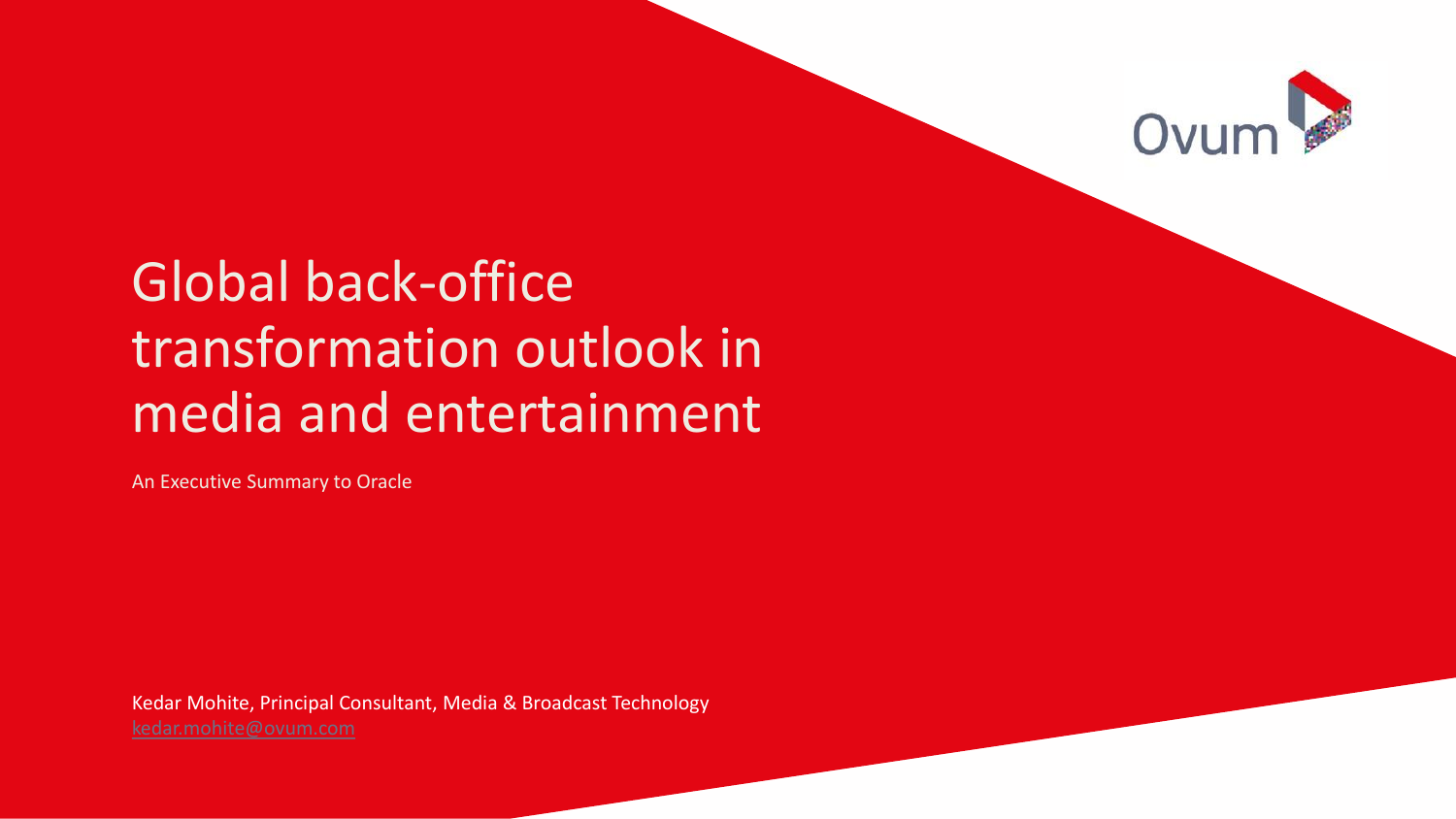# Global back-office transformation outlook in media and entertainment

An Executive Summary to Oracle

Kedar Mohite, Principal Consultant, Media & Broadcast Technology
kedar.mohite@ovum.com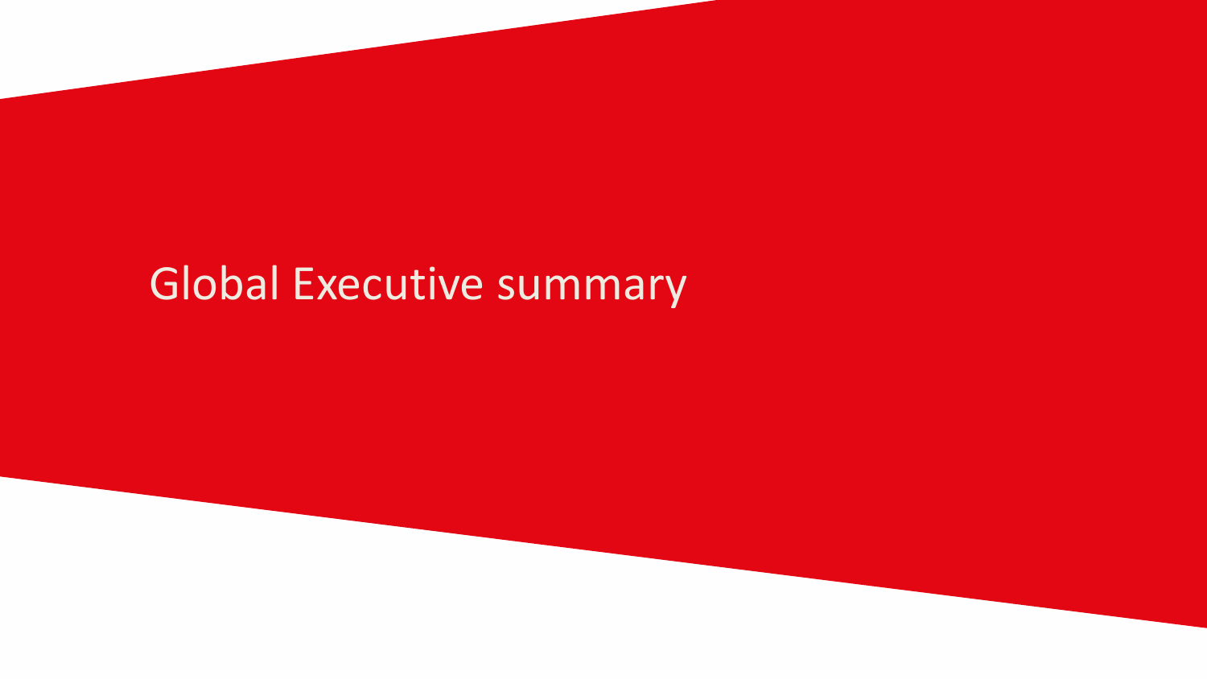# Global Executive summary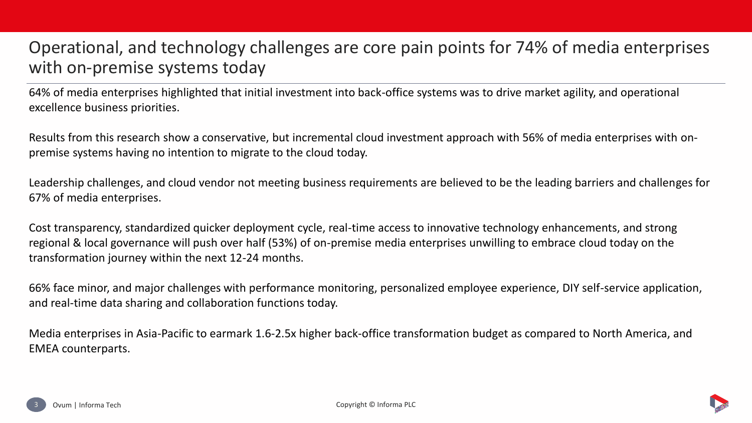# Operational, and technology challenges are core pain points for 74% of media enterprises with on-premise systems today

64% of media enterprises highlighted that initial investment into back-office systems was to drive market agility, and operational excellence business priorities.

Results from this research show a conservative, but incremental cloud investment approach with 56% of media enterprises with on-premise systems having no intention to migrate to the cloud today.

Leadership challenges, and cloud vendor not meeting business requirements are believed to be the leading barriers and challenges for 67% of media enterprises.

Cost transparency, standardized quicker deployment cycle, real-time access to innovative technology enhancements, and strong regional & local governance will push over half (53%) of on-premise media enterprises unwilling to embrace cloud today on the transformation journey within the next 12-24 months.

66% face minor, and major challenges with performance monitoring, personalized employee experience, DIY self-service application, and real-time data sharing and collaboration functions today.

Media enterprises in Asia-Pacific to earmark 1.6-2.5x higher back-office transformation budget as compared to North America, and EMEA counterparts.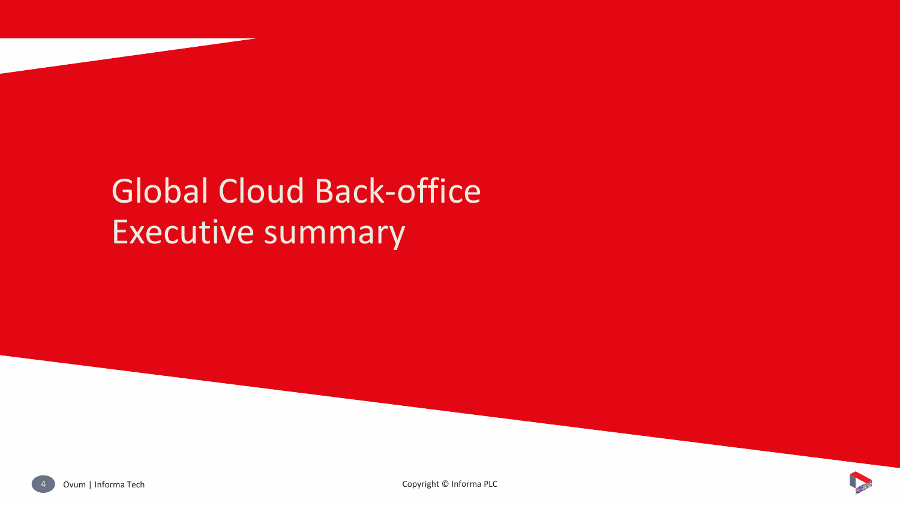# Global Cloud Back-office Executive summary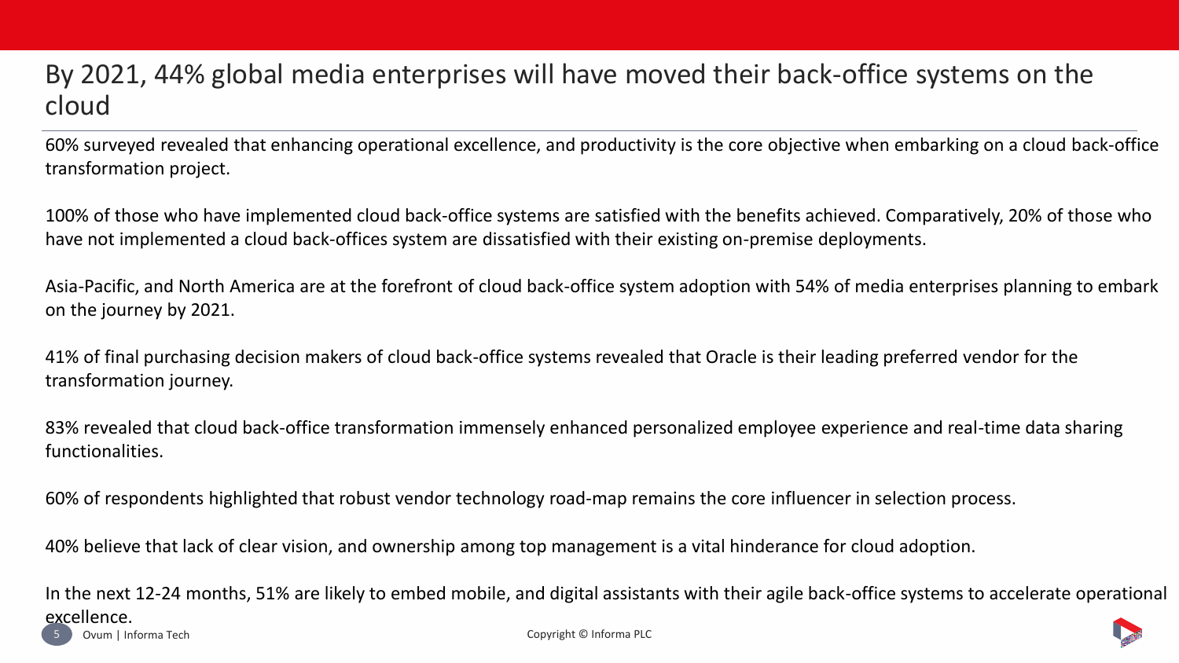# By 2021, 44% global media enterprises will have moved their back-office systems on the cloud

60% surveyed revealed that enhancing operational excellence, and productivity is the core objective when embarking on a cloud back-office transformation project.

100% of those who have implemented cloud back-office systems are satisfied with the benefits achieved. Comparatively, 20% of those who have not implemented a cloud back-offices system are dissatisfied with their existing on-premise deployments.

Asia-Pacific, and North America are at the forefront of cloud back-office system adoption with 54% of media enterprises planning to embark on the journey by 2021.

41% of final purchasing decision makers of cloud back-office systems revealed that Oracle is their leading preferred vendor for the transformation journey.

83% revealed that cloud back-office transformation immensely enhanced personalized employee experience and real-time data sharing functionalities.

60% of respondents highlighted that robust vendor technology road-map remains the core influencer in selection process.

40% believe that lack of clear vision, and ownership among top management is a vital hinderance for cloud adoption.

In the next 12-24 months, 51% are likely to embed mobile, and digital assistants with their agile back-office systems to accelerate operational excellence.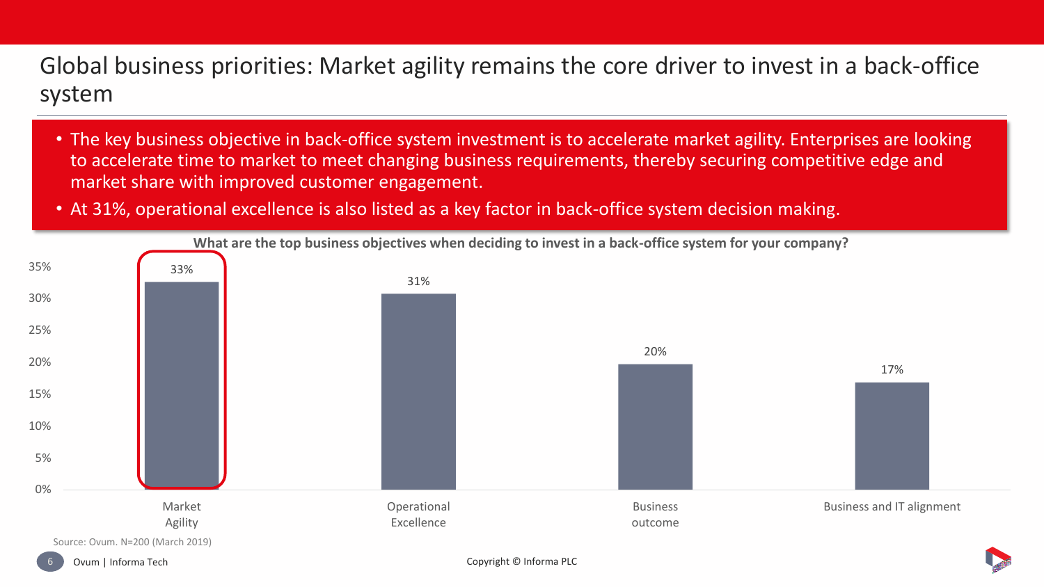# Global business priorities: Market agility remains the core driver to invest in a back-office system

- The key business objective in back-office system investment is to accelerate market agility. Enterprises are looking to accelerate time to market to meet changing business requirements, thereby securing competitive edge and market share with improved customer engagement.
- At 31%, operational excellence is also listed as a key factor in back-office system decision making.

**What are the top business objectives when deciding to invest in a back-office system for your company?**

| Objective | Share |
|---|---|
| Market Agility | 33% |
| Operational Excellence | 31% |
| Business outcome | 20% |
| Business and IT alignment | 17% |

Source: Ovum. N=200 (March 2019)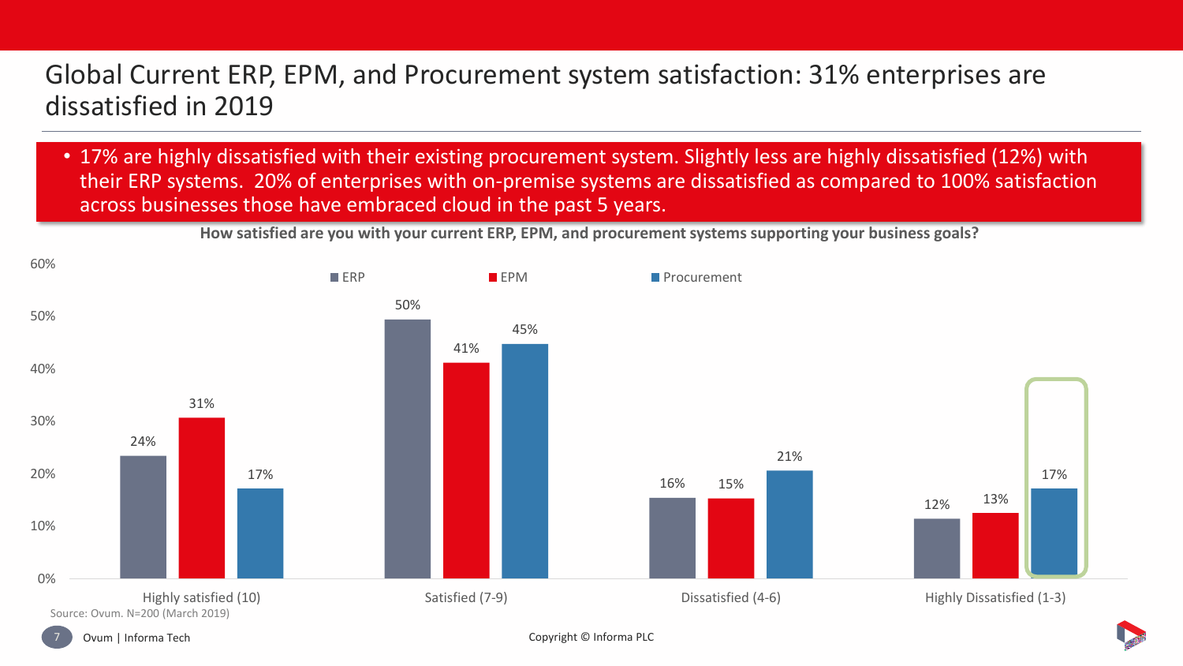# Global Current ERP, EPM, and Procurement system satisfaction: 31% enterprises are dissatisfied in 2019

- 17% are highly dissatisfied with their existing procurement system. Slightly less are highly dissatisfied (12%) with their ERP systems. 20% of enterprises with on-premise systems are dissatisfied as compared to 100% satisfaction across businesses those have embraced cloud in the past 5 years.

**How satisfied are you with your current ERP, EPM, and procurement systems supporting your business goals?**

| | ERP | EPM | Procurement |
| --- | --- | --- | --- |
| Highly satisfied (10) | 24% | 31% | 17% |
| Satisfied (7-9) | 50% | 41% | 45% |
| Dissatisfied (4-6) | 16% | 15% | 21% |
| Highly Dissatisfied (1-3) | 12% | 13% | 17% |

Source: Ovum. N=200 (March 2019)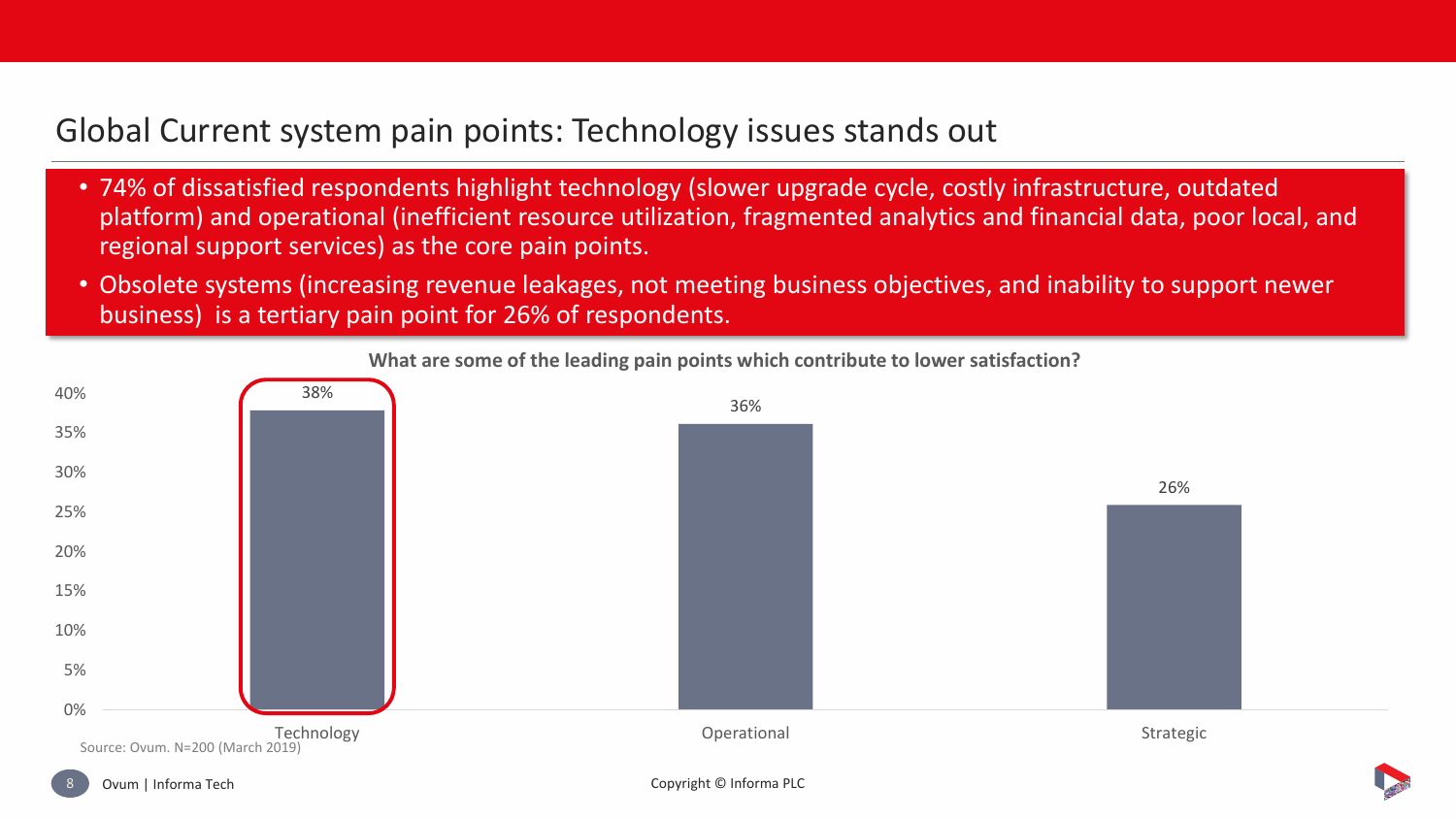# Global Current system pain points: Technology issues stands out

- 74% of dissatisfied respondents highlight technology (slower upgrade cycle, costly infrastructure, outdated platform) and operational (inefficient resource utilization, fragmented analytics and financial data, poor local, and regional support services) as the core pain points.
- Obsolete systems (increasing revenue leakages, not meeting business objectives, and inability to support newer business) is a tertiary pain point for 26% of respondents.

**What are some of the leading pain points which contribute to lower satisfaction?**

| Pain point | Share of respondents |
| --- | --- |
| Technology | 38% |
| Operational | 36% |
| Strategic | 26% |

Source: Ovum. N=200 (March 2019)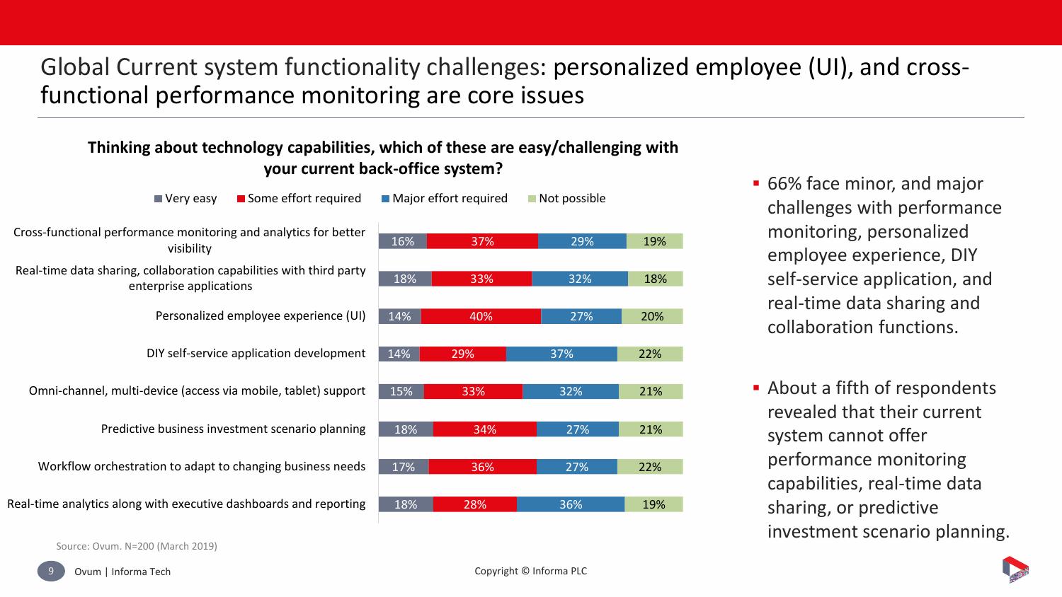# Global Current system functionality challenges: personalized employee (UI), and cross-functional performance monitoring are core issues

**Thinking about technology capabilities, which of these are easy/challenging with your current back-office system?**

| Capability | Very easy | Some effort required | Major effort required | Not possible |
|---|---|---|---|---|
| Cross-functional performance monitoring and analytics for better visibility | 16% | 37% | 29% | 19% |
| Real-time data sharing, collaboration capabilities with third party enterprise applications | 18% | 33% | 32% | 18% |
| Personalized employee experience (UI) | 14% | 40% | 27% | 20% |
| DIY self-service application development | 14% | 29% | 37% | 22% |
| Omni-channel, multi-device (access via mobile, tablet) support | 15% | 33% | 32% | 21% |
| Predictive business investment scenario planning | 18% | 34% | 27% | 21% |
| Workflow orchestration to adapt to changing business needs | 17% | 36% | 27% | 22% |
| Real-time analytics along with executive dashboards and reporting | 18% | 28% | 36% | 19% |

Source: Ovum. N=200 (March 2019)

- 66% face minor, and major challenges with performance monitoring, personalized employee experience, DIY self-service application, and real-time data sharing and collaboration functions.
- About a fifth of respondents revealed that their current system cannot offer performance monitoring capabilities, real-time data sharing, or predictive investment scenario planning.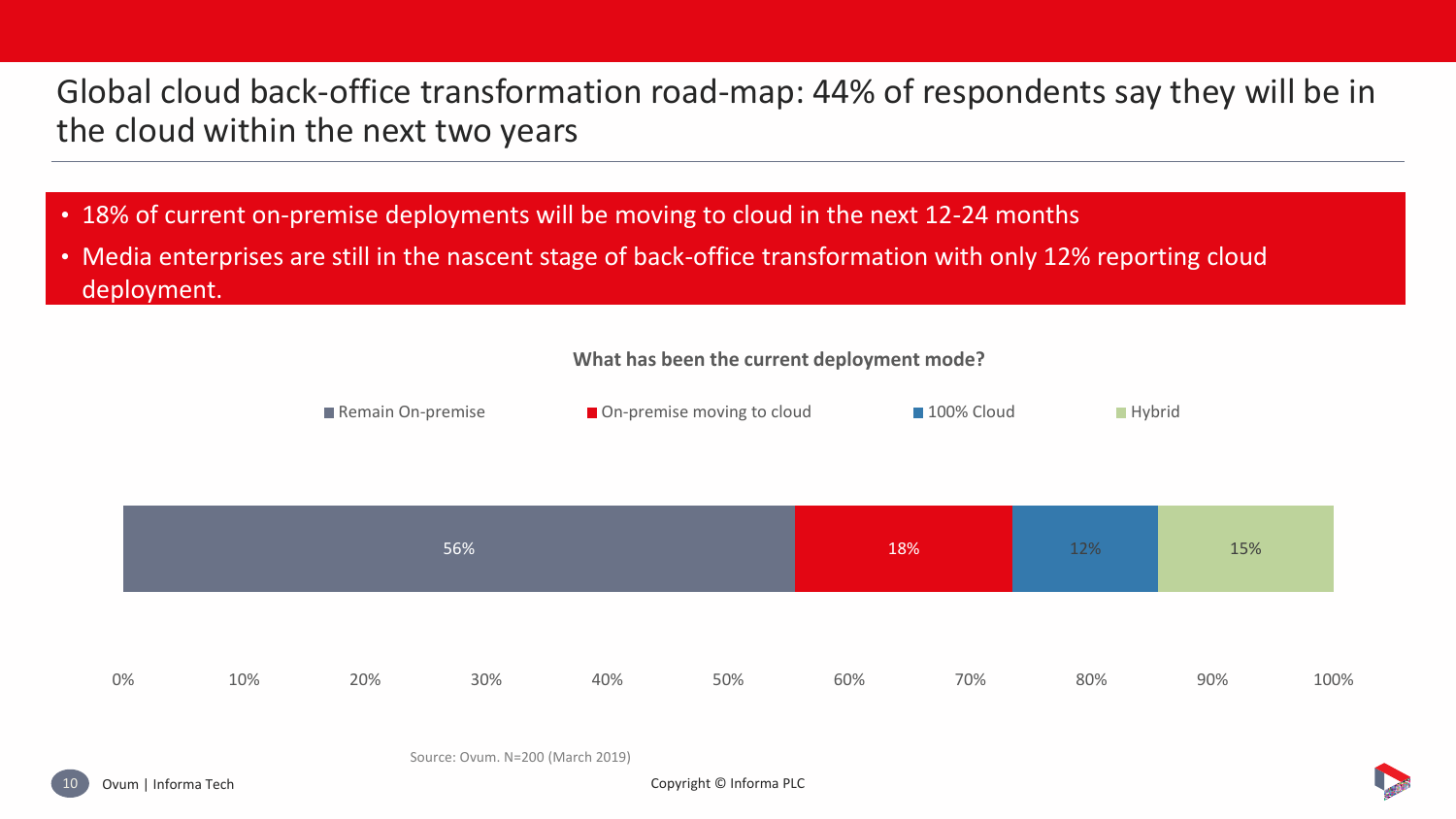# Global cloud back-office transformation road-map: 44% of respondents say they will be in the cloud within the next two years

- 18% of current on-premise deployments will be moving to cloud in the next 12-24 months
- Media enterprises are still in the nascent stage of back-office transformation with only 12% reporting cloud deployment.

**What has been the current deployment mode?**

| Remain On-premise | On-premise moving to cloud | 100% Cloud | Hybrid |
| --- | --- | --- | --- |
| 56% | 18% | 12% | 15% |

Source: Ovum. N=200 (March 2019)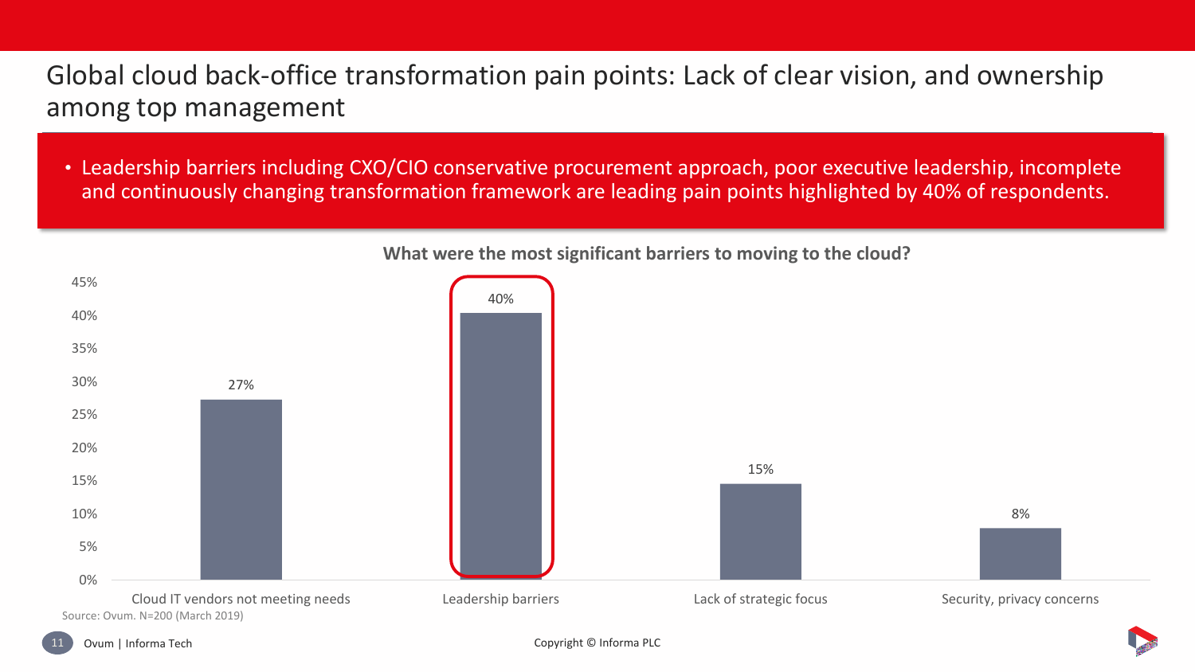# Global cloud back-office transformation pain points: Lack of clear vision, and ownership among top management

- Leadership barriers including CXO/CIO conservative procurement approach, poor executive leadership, incomplete and continuously changing transformation framework are leading pain points highlighted by 40% of respondents.

**What were the most significant barriers to moving to the cloud?**

| Barrier | Percentage |
| --- | --- |
| Cloud IT vendors not meeting needs | 27% |
| Leadership barriers | 40% |
| Lack of strategic focus | 15% |
| Security, privacy concerns | 8% |

Source: Ovum. N=200 (March 2019)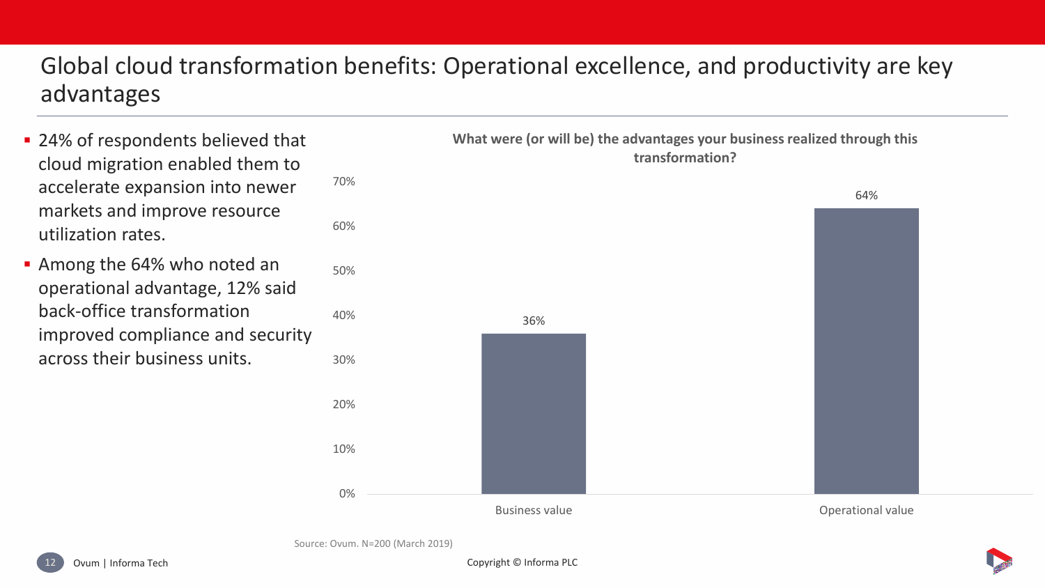# Global cloud transformation benefits: Operational excellence, and productivity are key advantages

- 24% of respondents believed that cloud migration enabled them to accelerate expansion into newer markets and improve resource utilization rates.
- Among the 64% who noted an operational advantage, 12% said back-office transformation improved compliance and security across their business units.

**What were (or will be) the advantages your business realized through this transformation?**

| Advantage | Share of respondents |
|---|---|
| Business value | 36% |
| Operational value | 64% |

Source: Ovum. N=200 (March 2019)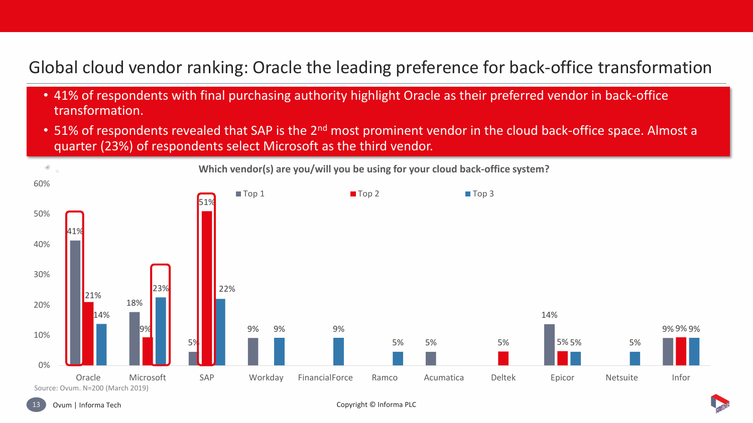# Global cloud vendor ranking: Oracle the leading preference for back-office transformation

- 41% of respondents with final purchasing authority highlight Oracle as their preferred vendor in back-office transformation.
- 51% of respondents revealed that SAP is the 2nd most prominent vendor in the cloud back-office space. Almost a quarter (23%) of respondents select Microsoft as the third vendor.

**Which vendor(s) are you/will you be using for your cloud back-office system?**

| Vendor | Top 1 | Top 2 | Top 3 |
|---|---|---|---|
| Oracle | 41% | 21% | 14% |
| Microsoft | 18% | 9% | 23% |
| SAP | 5% | 51% | 22% |
| Workday | 9% | | 9% |
| FinancialForce | | | 9% |
| Ramco | | | 5% |
| Acumatica | 5% | | |
| Deltek | | 5% | |
| Epicor | 14% | 5% | 5% |
| Netsuite | | | 5% |
| Infor | 9% | 9% | 9% |

Source: Ovum. N=200 (March 2019)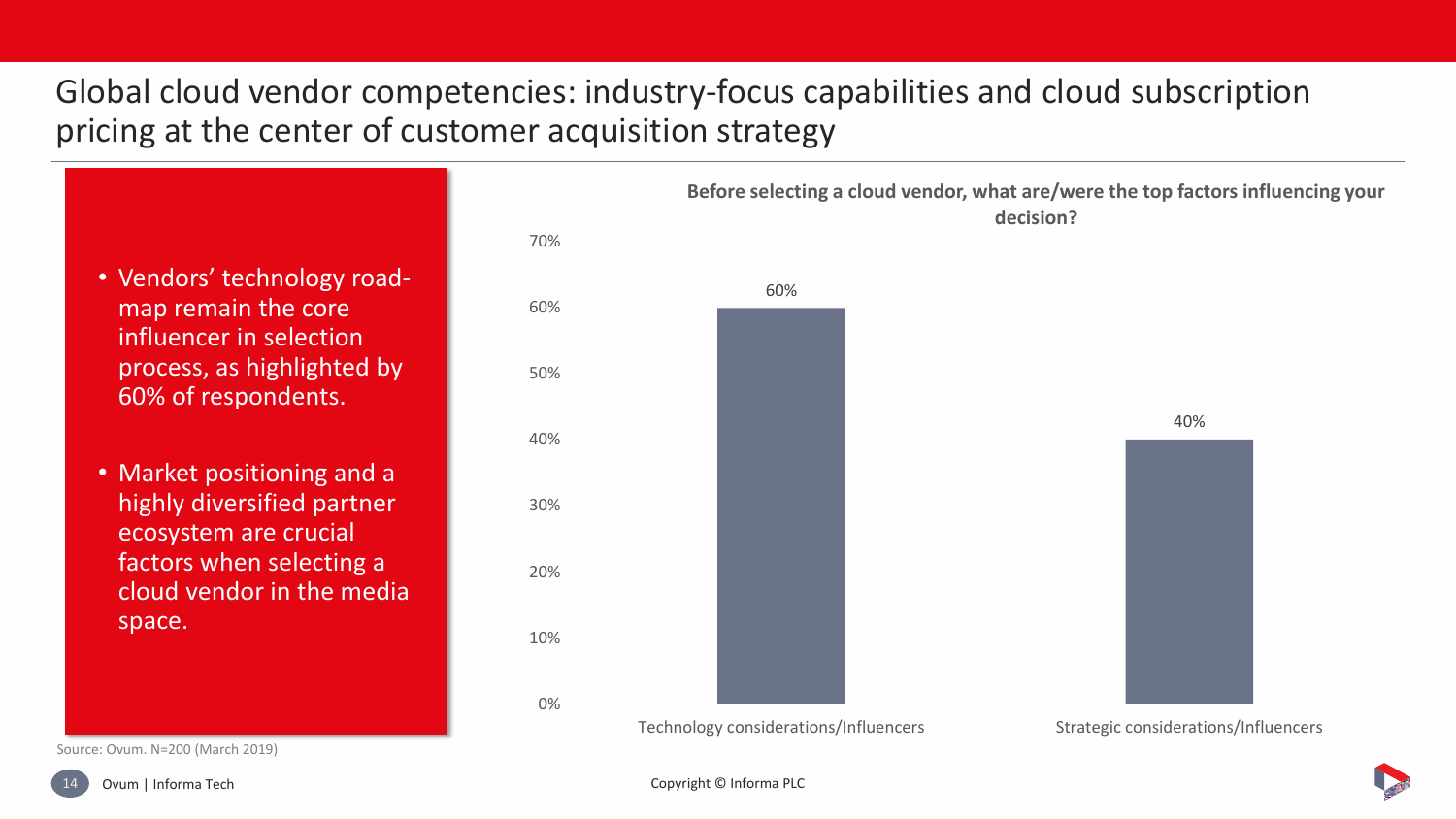# Global cloud vendor competencies: industry-focus capabilities and cloud subscription pricing at the center of customer acquisition strategy

- Vendors' technology road-map remain the core influencer in selection process, as highlighted by 60% of respondents.
- Market positioning and a highly diversified partner ecosystem are crucial factors when selecting a cloud vendor in the media space.

**Before selecting a cloud vendor, what are/were the top factors influencing your decision?**

| Factor | Share |
|---|---|
| Technology considerations/Influencers | 60% |
| Strategic considerations/Influencers | 40% |

Source: Ovum. N=200 (March 2019)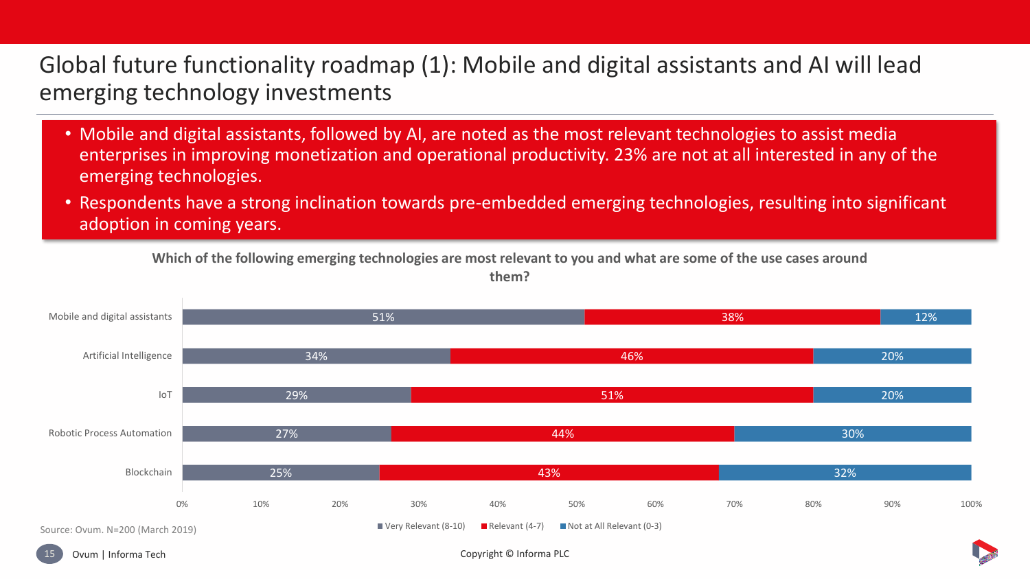# Global future functionality roadmap (1): Mobile and digital assistants and AI will lead emerging technology investments

- Mobile and digital assistants, followed by AI, are noted as the most relevant technologies to assist media enterprises in improving monetization and operational productivity. 23% are not at all interested in any of the emerging technologies.
- Respondents have a strong inclination towards pre-embedded emerging technologies, resulting into significant adoption in coming years.

**Which of the following emerging technologies are most relevant to you and what are some of the use cases around them?**

| Technology | Very Relevant (8-10) | Relevant (4-7) | Not at All Relevant (0-3) |
| --- | --- | --- | --- |
| Mobile and digital assistants | 51% | 38% | 12% |
| Artificial Intelligence | 34% | 46% | 20% |
| IoT | 29% | 51% | 20% |
| Robotic Process Automation | 27% | 44% | 30% |
| Blockchain | 25% | 43% | 32% |

Source: Ovum. N=200 (March 2019)

Copyright © Informa PLC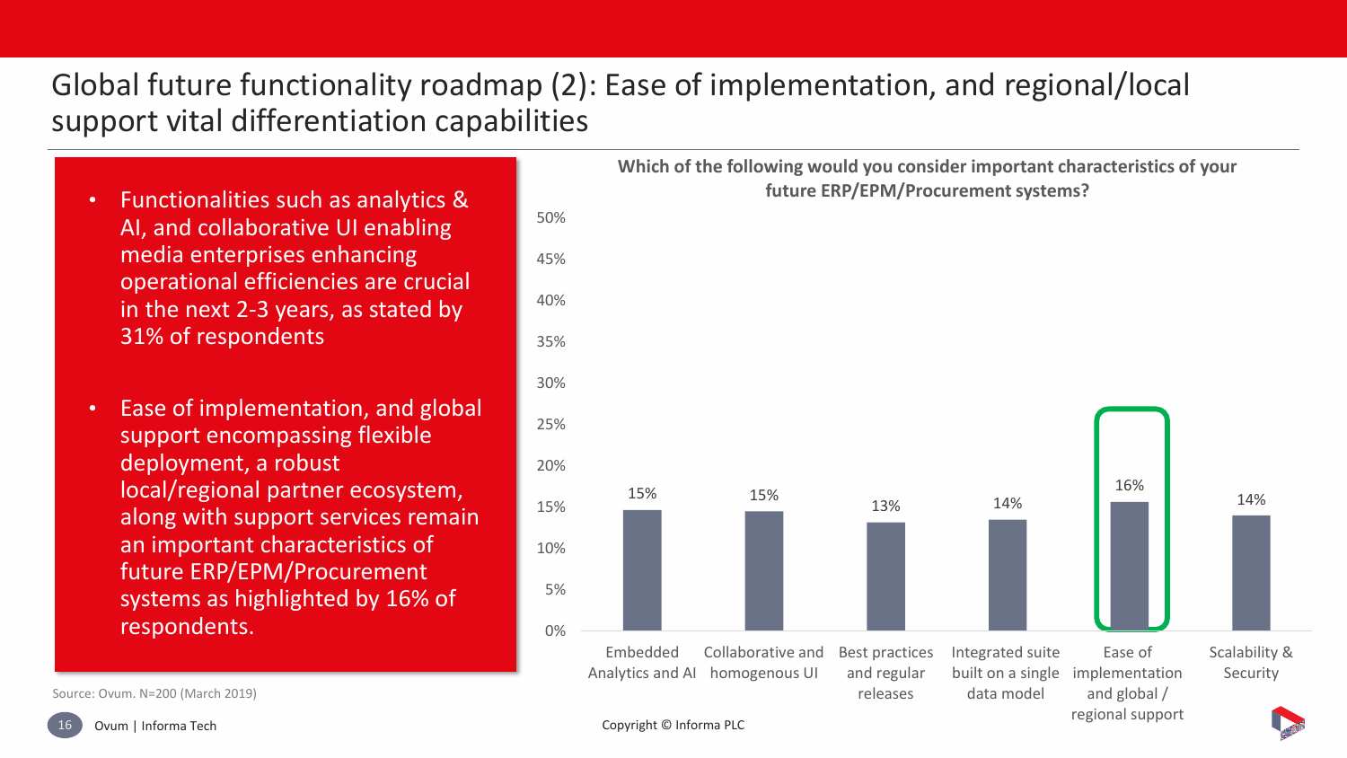# Global future functionality roadmap (2): Ease of implementation, and regional/local support vital differentiation capabilities

- Functionalities such as analytics & AI, and collaborative UI enabling media enterprises enhancing operational efficiencies are crucial in the next 2-3 years, as stated by 31% of respondents
- Ease of implementation, and global support encompassing flexible deployment, a robust local/regional partner ecosystem, along with support services remain an important characteristics of future ERP/EPM/Procurement systems as highlighted by 16% of respondents.

**Which of the following would you consider important characteristics of your future ERP/EPM/Procurement systems?**

| Characteristic | Share of respondents |
|---|---|
| Embedded Analytics and AI | 15% |
| Collaborative and homogenous UI | 15% |
| Best practices and regular releases | 13% |
| Integrated suite built on a single data model | 14% |
| Ease of implementation and global / regional support | 16% |
| Scalability & Security | 14% |

Source: Ovum. N=200 (March 2019)

Copyright © Informa PLC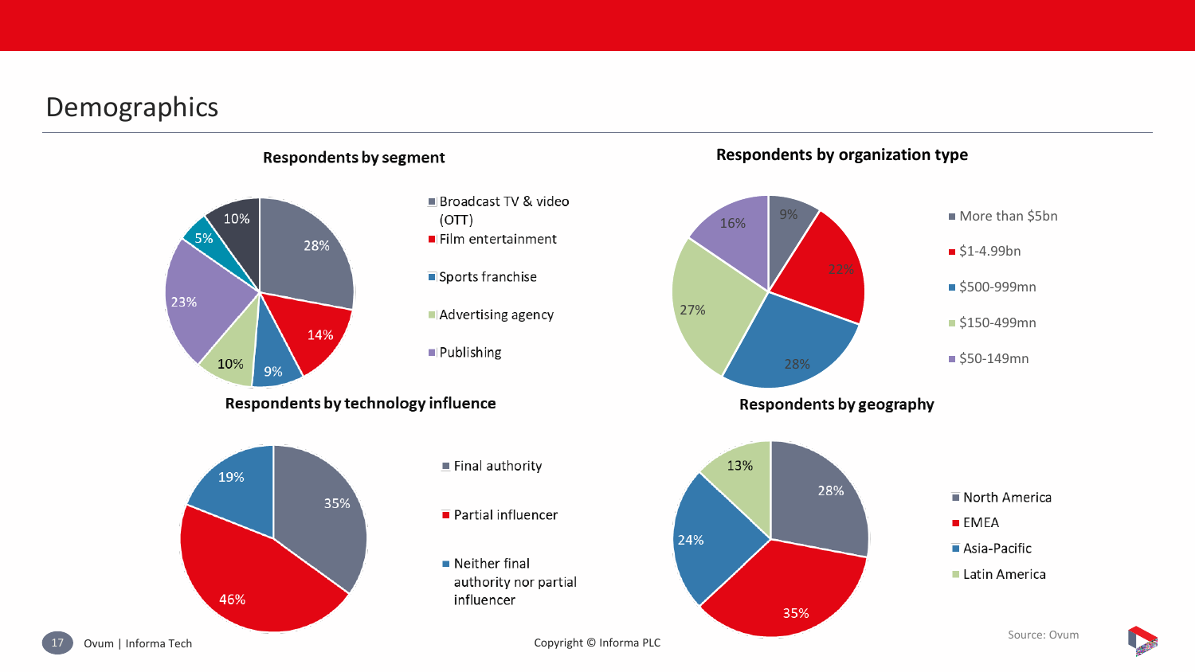# Demographics

**Respondents by segment**

| Segment | Share |
|---|---|
| Broadcast TV & video (OTT) | 28% |
| Film entertainment | 14% |
| Sports franchise | 9% |
| Advertising agency | 10% |
| Publishing | 23% |
| (unlabeled) | 5% |
| (unlabeled) | 10% |

**Respondents by organization type**

| Organization type | Share |
|---|---|
| More than $5bn | 9% |
| $1-4.99bn | 22% |
| $500-999mn | 28% |
| $150-499mn | 27% |
| $50-149mn | 16% |

**Respondents by technology influence**

| Technology influence | Share |
|---|---|
| Final authority | 35% |
| Partial influencer | 46% |
| Neither final authority nor partial influencer | 19% |

**Respondents by geography**

| Geography | Share |
|---|---|
| North America | 28% |
| EMEA | 35% |
| Asia-Pacific | 24% |
| Latin America | 13% |

Source: Ovum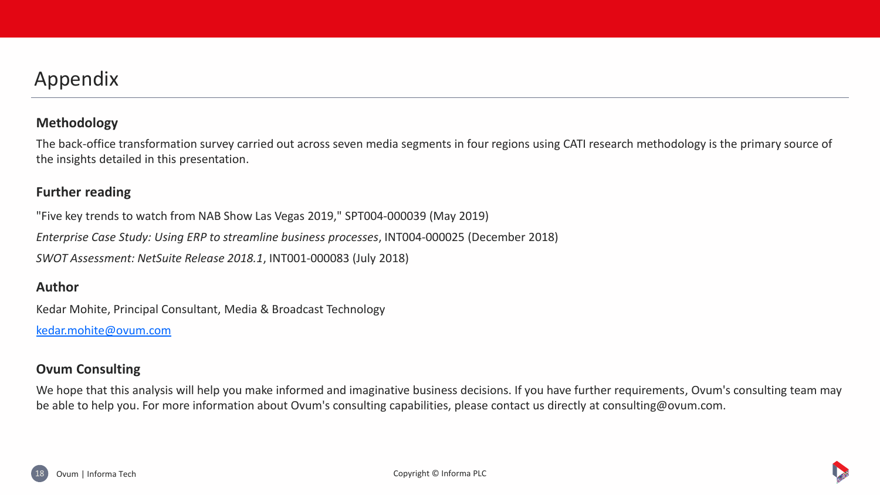# Appendix

## Methodology

The back-office transformation survey carried out across seven media segments in four regions using CATI research methodology is the primary source of the insights detailed in this presentation.

## Further reading

"Five key trends to watch from NAB Show Las Vegas 2019," SPT004-000039 (May 2019)

*Enterprise Case Study: Using ERP to streamline business processes*, INT004-000025 (December 2018)

*SWOT Assessment: NetSuite Release 2018.1*, INT001-000083 (July 2018)

## Author

Kedar Mohite, Principal Consultant, Media & Broadcast Technology

[kedar.mohite@ovum.com](mailto:kedar.mohite@ovum.com)

## Ovum Consulting

We hope that this analysis will help you make informed and imaginative business decisions. If you have further requirements, Ovum's consulting team may be able to help you. For more information about Ovum's consulting capabilities, please contact us directly at consulting@ovum.com.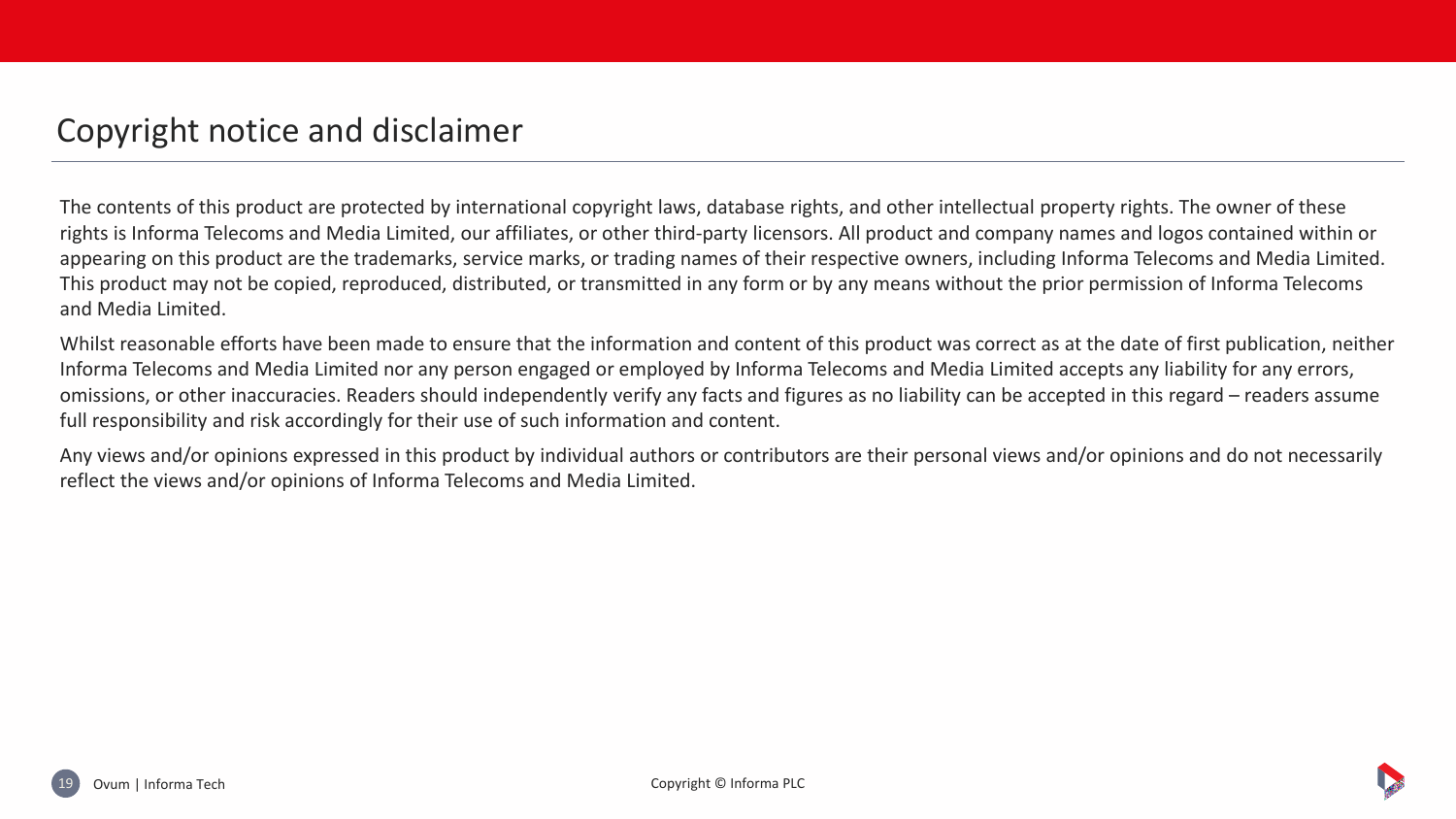# Copyright notice and disclaimer

The contents of this product are protected by international copyright laws, database rights, and other intellectual property rights. The owner of these rights is Informa Telecoms and Media Limited, our affiliates, or other third-party licensors. All product and company names and logos contained within or appearing on this product are the trademarks, service marks, or trading names of their respective owners, including Informa Telecoms and Media Limited. This product may not be copied, reproduced, distributed, or transmitted in any form or by any means without the prior permission of Informa Telecoms and Media Limited.

Whilst reasonable efforts have been made to ensure that the information and content of this product was correct as at the date of first publication, neither Informa Telecoms and Media Limited nor any person engaged or employed by Informa Telecoms and Media Limited accepts any liability for any errors, omissions, or other inaccuracies. Readers should independently verify any facts and figures as no liability can be accepted in this regard – readers assume full responsibility and risk accordingly for their use of such information and content.

Any views and/or opinions expressed in this product by individual authors or contributors are their personal views and/or opinions and do not necessarily reflect the views and/or opinions of Informa Telecoms and Media Limited.